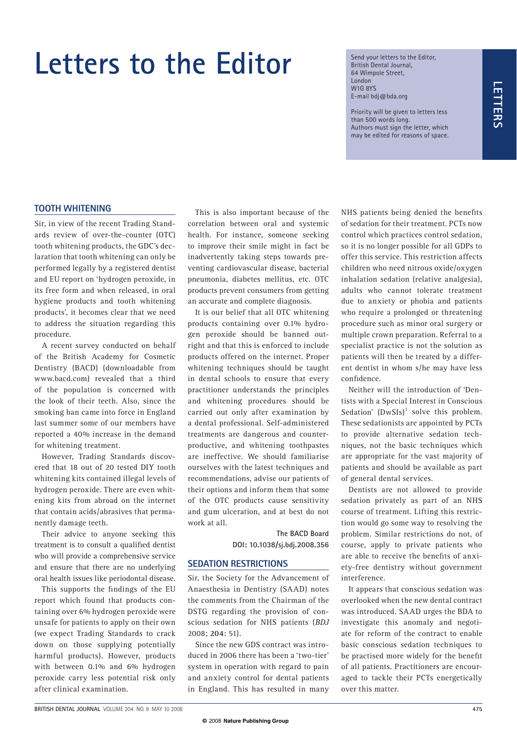# Letters to the Editor

Send your letters to the Editor,
British Dental Journal,
64 Wimpole Street,
London
W1G 8YS
E-mail bdj@bda.org

Priority will be given to letters less than 500 words long.
Authors must sign the letter, which may be edited for reasons of space.

## TOOTH WHITENING

Sir, in view of the recent Trading Standards review of over-the-counter (OTC) tooth whitening products, the GDC's declaration that tooth whitening can only be performed legally by a registered dentist and EU report on 'hydrogen peroxide, in its free form and when released, in oral hygiene products and tooth whitening products', it becomes clear that we need to address the situation regarding this procedure.

A recent survey conducted on behalf of the British Academy for Cosmetic Dentistry (BACD) (downloadable from www.bacd.com) revealed that a third of the population is concerned with the look of their teeth. Also, since the smoking ban came into force in England last summer some of our members have reported a 40% increase in the demand for whitening treatment.

However, Trading Standards discovered that 18 out of 20 tested DIY tooth whitening kits contained illegal levels of hydrogen peroxide. There are even whitening kits from abroad on the internet that contain acids/abrasives that permanently damage teeth.

Their advice to anyone seeking this treatment is to consult a qualified dentist who will provide a comprehensive service and ensure that there are no underlying oral health issues like periodontal disease.

This supports the findings of the EU report which found that products containing over 6% hydrogen peroxide were unsafe for patients to apply on their own (we expect Trading Standards to crack down on those supplying potentially harmful products). However, products with between 0.1% and 6% hydrogen peroxide carry less potential risk only after clinical examination.

This is also important because of the correlation between oral and systemic health. For instance, someone seeking to improve their smile might in fact be inadvertently taking steps towards preventing cardiovascular disease, bacterial pneumonia, diabetes mellitus, etc. OTC products prevent consumers from getting an accurate and complete diagnosis.

It is our belief that all OTC whitening products containing over 0.1% hydrogen peroxide should be banned outright and that this is enforced to include products offered on the internet. Proper whitening techniques should be taught in dental schools to ensure that every practitioner understands the principles and whitening procedures should be carried out only after examination by a dental professional. Self-administered treatments are dangerous and counterproductive, and whitening toothpastes are ineffective. We should familiarise ourselves with the latest techniques and recommendations, advise our patients of their options and inform them that some of the OTC products cause sensitivity and gum ulceration, and at best do not work at all.

The BACD Board
DOI: 10.1038/sj.bdj.2008.356

## SEDATION RESTRICTIONS

Sir, the Society for the Advancement of Anaesthesia in Dentistry (SAAD) notes the comments from the Chairman of the DSTG regarding the provision of conscious sedation for NHS patients (*BDJ* 2008; **204:** 51).

Since the new GDS contract was introduced in 2006 there has been a 'two-tier' system in operation with regard to pain and anxiety control for dental patients in England. This has resulted in many NHS patients being denied the benefits of sedation for their treatment. PCTs now control which practices control sedation, so it is no longer possible for all GDPs to offer this service. This restriction affects children who need nitrous oxide/oxygen inhalation sedation (relative analgesia), adults who cannot tolerate treatment due to anxiety or phobia and patients who require a prolonged or threatening procedure such as minor oral surgery or multiple crown preparation. Referral to a specialist practice is not the solution as patients will then be treated by a different dentist in whom s/he may have less confidence.

Neither will the introduction of 'Dentists with a Special Interest in Conscious Sedation' (DwSIs)[1] solve this problem. These sedationists are appointed by PCTs to provide alternative sedation techniques, not the basic techniques which are appropriate for the vast majority of patients and should be available as part of general dental services.

Dentists are not allowed to provide sedation privately as part of an NHS course of treatment. Lifting this restriction would go some way to resolving the problem. Similar restrictions do not, of course, apply to private patients who are able to receive the benefits of anxiety-free dentistry without government interference.

It appears that conscious sedation was overlooked when the new dental contract was introduced. SAAD urges the BDA to investigate this anomaly and negotiate for reform of the contract to enable basic conscious sedation techniques to be practised more widely for the benefit of all patients. Practitioners are encouraged to tackle their PCTs energetically over this matter.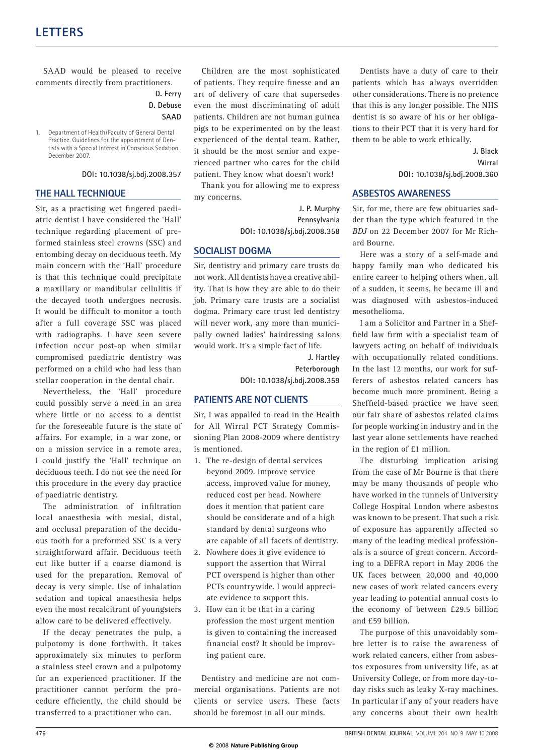SAAD would be pleased to receive comments directly from practitioners.

**D. Ferry**
**D. Debuse**
**SAAD**

1. Department of Health/Faculty of General Dental Practice. Guidelines for the appointment of Dentists with a Special Interest in Conscious Sedation. December 2007.

**DOI: 10.1038/sj.bdj.2008.357**

## THE HALL TECHNIQUE

Sir, as a practising wet fingered paediatric dentist I have considered the 'Hall' technique regarding placement of preformed stainless steel crowns (SSC) and entombing decay on deciduous teeth. My main concern with the 'Hall' procedure is that this technique could precipitate a maxillary or mandibular cellulitis if the decayed tooth undergoes necrosis. It would be difficult to monitor a tooth after a full coverage SSC was placed with radiographs. I have seen severe infection occur post-op when similar compromised paediatric dentistry was performed on a child who had less than stellar cooperation in the dental chair.

Nevertheless, the 'Hall' procedure could possibly serve a need in an area where little or no access to a dentist for the foreseeable future is the state of affairs. For example, in a war zone, or on a mission service in a remote area, I could justify the 'Hall' technique on deciduous teeth. I do not see the need for this procedure in the every day practice of paediatric dentistry.

The administration of infiltration local anaesthesia with mesial, distal, and occlusal preparation of the deciduous tooth for a preformed SSC is a very straightforward affair. Deciduous teeth cut like butter if a coarse diamond is used for the preparation. Removal of decay is very simple. Use of inhalation sedation and topical anaesthesia helps even the most recalcitrant of youngsters allow care to be delivered effectively.

If the decay penetrates the pulp, a pulpotomy is done forthwith. It takes approximately six minutes to perform a stainless steel crown and a pulpotomy for an experienced practitioner. If the practitioner cannot perform the procedure efficiently, the child should be transferred to a practitioner who can.

Children are the most sophisticated of patients. They require finesse and an art of delivery of care that supersedes even the most discriminating of adult patients. Children are not human guinea pigs to be experimented on by the least experienced of the dental team. Rather, it should be the most senior and experienced partner who cares for the child patient. They know what doesn't work!

Thank you for allowing me to express my concerns.

**J. P. Murphy**
**Pennsylvania**
**DOI: 10.1038/sj.bdj.2008.358**

## SOCIALIST DOGMA

Sir, dentistry and primary care trusts do not work. All dentists have a creative ability. That is how they are able to do their job. Primary care trusts are a socialist dogma. Primary care trust led dentistry will never work, any more than municipally owned ladies' hairdressing salons would work. It's a simple fact of life.

**J. Hartley**
**Peterborough**
**DOI: 10.1038/sj.bdj.2008.359**

## PATIENTS ARE NOT CLIENTS

Sir, I was appalled to read in the Health for All Wirral PCT Strategy Commissioning Plan 2008-2009 where dentistry is mentioned.

1. The re-design of dental services beyond 2009. Improve service access, improved value for money, reduced cost per head. Nowhere does it mention that patient care should be considerate and of a high standard by dental surgeons who are capable of all facets of dentistry.
2. Nowhere does it give evidence to support the assertion that Wirral PCT overspend is higher than other PCTs countrywide. I would appreciate evidence to support this.
3. How can it be that in a caring profession the most urgent mention is given to containing the increased financial cost? It should be improving patient care.

Dentistry and medicine are not commercial organisations. Patients are not clients or service users. These facts should be foremost in all our minds.

Dentists have a duty of care to their patients which has always overridden other considerations. There is no pretence that this is any longer possible. The NHS dentist is so aware of his or her obligations to their PCT that it is very hard for them to be able to work ethically.

**J. Black**
**Wirral**
**DOI: 10.1038/sj.bdj.2008.360**

## ASBESTOS AWARENESS

Sir, for me, there are few obituaries sadder than the type which featured in the *BDJ* on 22 December 2007 for Mr Richard Bourne.

Here was a story of a self-made and happy family man who dedicated his entire career to helping others when, all of a sudden, it seems, he became ill and was diagnosed with asbestos-induced mesothelioma.

I am a Solicitor and Partner in a Sheffield law firm with a specialist team of lawyers acting on behalf of individuals with occupationally related conditions. In the last 12 months, our work for sufferers of asbestos related cancers has become much more prominent. Being a Sheffield-based practice we have seen our fair share of asbestos related claims for people working in industry and in the last year alone settlements have reached in the region of £1 million.

The disturbing implication arising from the case of Mr Bourne is that there may be many thousands of people who have worked in the tunnels of University College Hospital London where asbestos was known to be present. That such a risk of exposure has apparently affected so many of the leading medical professionals is a source of great concern. According to a DEFRA report in May 2006 the UK faces between 20,000 and 40,000 new cases of work related cancers every year leading to potential annual costs to the economy of between £29.5 billion and £59 billion.

The purpose of this unavoidably sombre letter is to raise the awareness of work related cancers, either from asbestos exposures from university life, as at University College, or from more day-to-day risks such as leaky X-ray machines. In particular if any of your readers have any concerns about their own health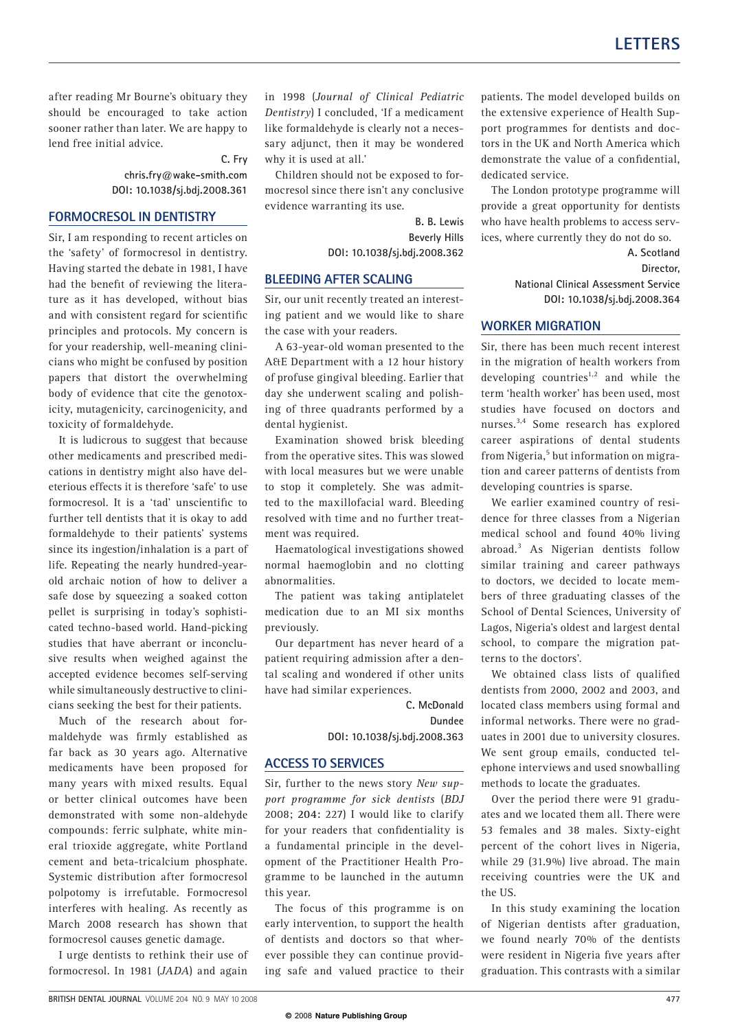after reading Mr Bourne's obituary they should be encouraged to take action sooner rather than later. We are happy to lend free initial advice.

C. Fry
chris.fry@wake-smith.com
DOI: 10.1038/sj.bdj.2008.361

## FORMOCRESOL IN DENTISTRY

Sir, I am responding to recent articles on the 'safety' of formocresol in dentistry. Having started the debate in 1981, I have had the benefit of reviewing the literature as it has developed, without bias and with consistent regard for scientific principles and protocols. My concern is for your readership, well-meaning clinicians who might be confused by position papers that distort the overwhelming body of evidence that cite the genotoxicity, mutagenicity, carcinogenicity, and toxicity of formaldehyde.

It is ludicrous to suggest that because other medicaments and prescribed medications in dentistry might also have deleterious effects it is therefore 'safe' to use formocresol. It is a 'tad' unscientific to further tell dentists that it is okay to add formaldehyde to their patients' systems since its ingestion/inhalation is a part of life. Repeating the nearly hundred-year-old archaic notion of how to deliver a safe dose by squeezing a soaked cotton pellet is surprising in today's sophisticated techno-based world. Hand-picking studies that have aberrant or inconclusive results when weighed against the accepted evidence becomes self-serving while simultaneously destructive to clinicians seeking the best for their patients.

Much of the research about formaldehyde was firmly established as far back as 30 years ago. Alternative medicaments have been proposed for many years with mixed results. Equal or better clinical outcomes have been demonstrated with some non-aldehyde compounds: ferric sulphate, white mineral trioxide aggregate, white Portland cement and beta-tricalcium phosphate. Systemic distribution after formocresol polpotomy is irrefutable. Formocresol interferes with healing. As recently as March 2008 research has shown that formocresol causes genetic damage.

I urge dentists to rethink their use of formocresol. In 1981 (*JADA*) and again in 1998 (*Journal of Clinical Pediatric Dentistry*) I concluded, 'If a medicament like formaldehyde is clearly not a necessary adjunct, then it may be wondered why it is used at all.'

Children should not be exposed to formocresol since there isn't any conclusive evidence warranting its use.

B. B. Lewis
Beverly Hills
DOI: 10.1038/sj.bdj.2008.362

## BLEEDING AFTER SCALING

Sir, our unit recently treated an interesting patient and we would like to share the case with your readers.

A 63-year-old woman presented to the A&E Department with a 12 hour history of profuse gingival bleeding. Earlier that day she underwent scaling and polishing of three quadrants performed by a dental hygienist.

Examination showed brisk bleeding from the operative sites. This was slowed with local measures but we were unable to stop it completely. She was admitted to the maxillofacial ward. Bleeding resolved with time and no further treatment was required.

Haematological investigations showed normal haemoglobin and no clotting abnormalities.

The patient was taking antiplatelet medication due to an MI six months previously.

Our department has never heard of a patient requiring admission after a dental scaling and wondered if other units have had similar experiences.

C. McDonald
Dundee
DOI: 10.1038/sj.bdj.2008.363

## ACCESS TO SERVICES

Sir, further to the news story *New support programme for sick dentists* (*BDJ* 2008; **204:** 227) I would like to clarify for your readers that confidentiality is a fundamental principle in the development of the Practitioner Health Programme to be launched in the autumn this year.

The focus of this programme is on early intervention, to support the health of dentists and doctors so that wherever possible they can continue providing safe and valued practice to their patients. The model developed builds on the extensive experience of Health Support programmes for dentists and doctors in the UK and North America which demonstrate the value of a confidential, dedicated service.

The London prototype programme will provide a great opportunity for dentists who have health problems to access services, where currently they do not do so.

A. Scotland
Director,
National Clinical Assessment Service
DOI: 10.1038/sj.bdj.2008.364

## WORKER MIGRATION

Sir, there has been much recent interest in the migration of health workers from developing countries[1,2] and while the term 'health worker' has been used, most studies have focused on doctors and nurses.[3,4] Some research has explored career aspirations of dental students from Nigeria,[5] but information on migration and career patterns of dentists from developing countries is sparse.

We earlier examined country of residence for three classes from a Nigerian medical school and found 40% living abroad.[3] As Nigerian dentists follow similar training and career pathways to doctors, we decided to locate members of three graduating classes of the School of Dental Sciences, University of Lagos, Nigeria's oldest and largest dental school, to compare the migration patterns to the doctors'.

We obtained class lists of qualified dentists from 2000, 2002 and 2003, and located class members using formal and informal networks. There were no graduates in 2001 due to university closures. We sent group emails, conducted telephone interviews and used snowballing methods to locate the graduates.

Over the period there were 91 graduates and we located them all. There were 53 females and 38 males. Sixty-eight percent of the cohort lives in Nigeria, while 29 (31.9%) live abroad. The main receiving countries were the UK and the US.

In this study examining the location of Nigerian dentists after graduation, we found nearly 70% of the dentists were resident in Nigeria five years after graduation. This contrasts with a similar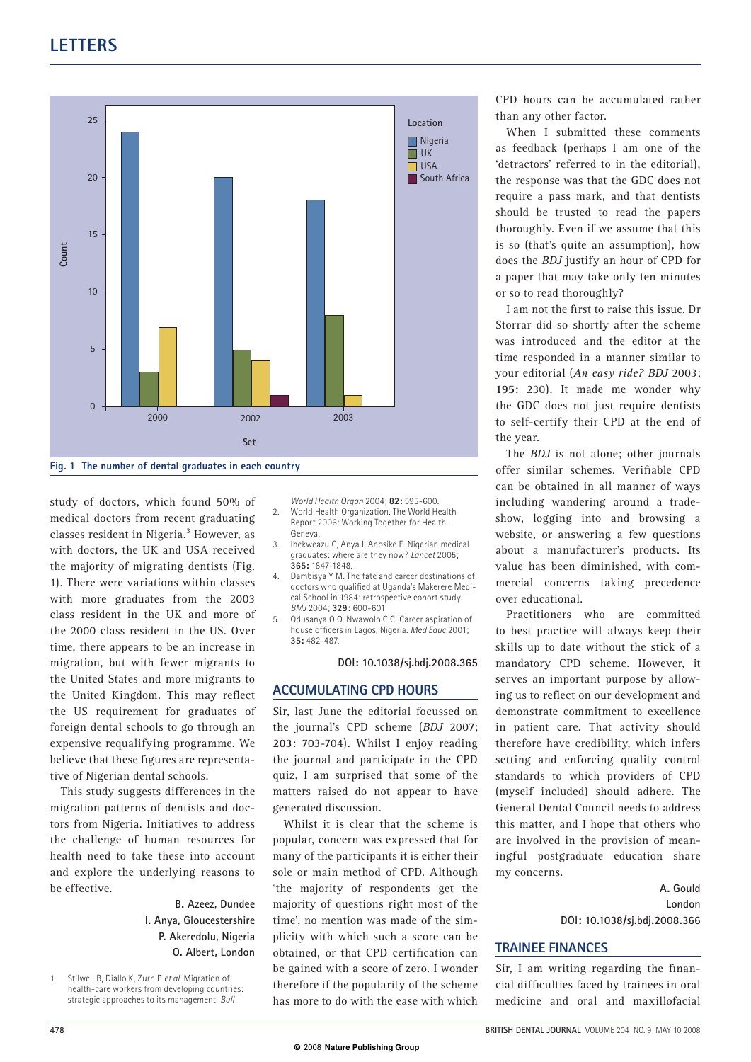## LETTERS

Fig. 1 The number of dental graduates in each country

study of doctors, which found 50% of medical doctors from recent graduating classes resident in Nigeria.[3] However, as with doctors, the UK and USA received the majority of migrating dentists (Fig. 1). There were variations within classes with more graduates from the 2003 class resident in the UK and more of the 2000 class resident in the US. Over time, there appears to be an increase in migration, but with fewer migrants to the United States and more migrants to the United Kingdom. This may reflect the US requirement for graduates of foreign dental schools to go through an expensive requalifying programme. We believe that these figures are representative of Nigerian dental schools.

This study suggests differences in the migration patterns of dentists and doctors from Nigeria. Initiatives to address the challenge of human resources for health need to take these into account and explore the underlying reasons to be effective.

**B. Azeez, Dundee**
**I. Anya, Gloucestershire**
**P. Akeredolu, Nigeria**
**O. Albert, London**

1. Stilwell B, Diallo K, Zurn P *et al.* Migration of health-care workers from developing countries: strategic approaches to its management. *Bull World Health Organ* 2004; **82:** 595-600.
2. World Health Organization. The World Health Report 2006: Working Together for Health. Geneva.
3. Ihekweazu C, Anya I, Anosike E. Nigerian medical graduates: where are they now? *Lancet* 2005; **365:** 1847-1848.
4. Dambisya Y M. The fate and career destinations of doctors who qualified at Uganda's Makerere Medical School in 1984: retrospective cohort study. *BMJ* 2004; **329:** 600-601
5. Odusanya O O, Nwawolo C C. Career aspiration of house officers in Lagos, Nigeria. *Med Educ* 2001; **35:** 482-487.

DOI: 10.1038/sj.bdj.2008.365

## ACCUMULATING CPD HOURS

Sir, last June the editorial focussed on the journal's CPD scheme (*BDJ* 2007; **203:** 703-704). Whilst I enjoy reading the journal and participate in the CPD quiz, I am surprised that some of the matters raised do not appear to have generated discussion.

Whilst it is clear that the scheme is popular, concern was expressed that for many of the participants it is either their sole or main method of CPD. Although 'the majority of respondents get the majority of questions right most of the time', no mention was made of the simplicity with which such a score can be obtained, or that CPD certification can be gained with a score of zero. I wonder therefore if the popularity of the scheme has more to do with the ease with which CPD hours can be accumulated rather than any other factor.

When I submitted these comments as feedback (perhaps I am one of the 'detractors' referred to in the editorial), the response was that the GDC does not require a pass mark, and that dentists should be trusted to read the papers thoroughly. Even if we assume that this is so (that's quite an assumption), how does the *BDJ* justify an hour of CPD for a paper that may take only ten minutes or so to read thoroughly?

I am not the first to raise this issue. Dr Storrar did so shortly after the scheme was introduced and the editor at the time responded in a manner similar to your editorial (*An easy ride? BDJ* 2003; **195:** 230). It made me wonder why the GDC does not just require dentists to self-certify their CPD at the end of the year.

The *BDJ* is not alone; other journals offer similar schemes. Verifiable CPD can be obtained in all manner of ways including wandering around a tradeshow, logging into and browsing a website, or answering a few questions about a manufacturer's products. Its value has been diminished, with commercial concerns taking precedence over educational.

Practitioners who are committed to best practice will always keep their skills up to date without the stick of a mandatory CPD scheme. However, it serves an important purpose by allowing us to reflect on our development and demonstrate commitment to excellence in patient care. That activity should therefore have credibility, which infers setting and enforcing quality control standards to which providers of CPD (myself included) should adhere. The General Dental Council needs to address this matter, and I hope that others who are involved in the provision of meaningful postgraduate education share my concerns.

**A. Gould**
**London**

DOI: 10.1038/sj.bdj.2008.366

## TRAINEE FINANCES

Sir, I am writing regarding the financial difficulties faced by trainees in oral medicine and oral and maxillofacial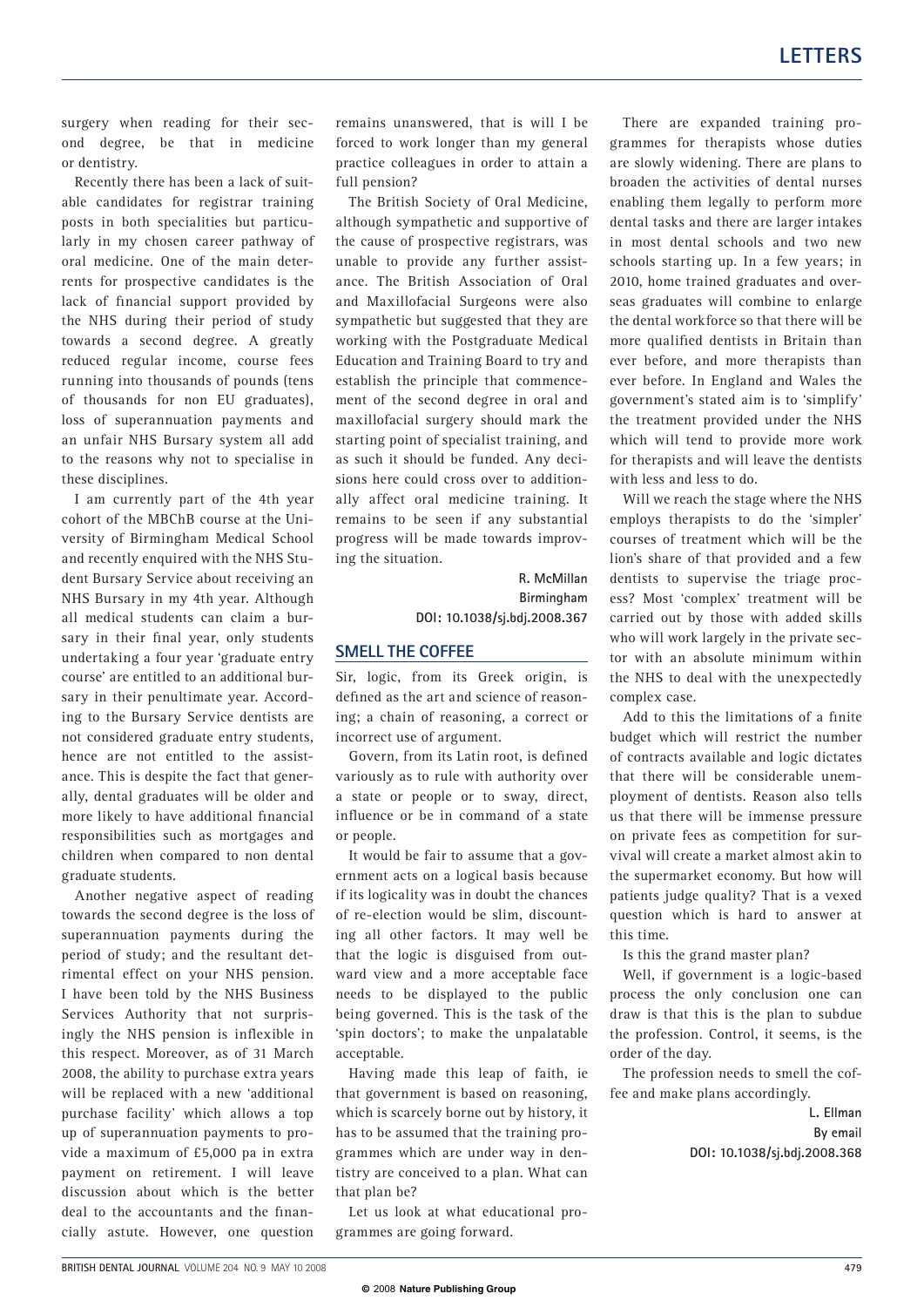surgery when reading for their second degree, be that in medicine or dentistry.

Recently there has been a lack of suitable candidates for registrar training posts in both specialities but particularly in my chosen career pathway of oral medicine. One of the main deterrents for prospective candidates is the lack of financial support provided by the NHS during their period of study towards a second degree. A greatly reduced regular income, course fees running into thousands of pounds (tens of thousands for non EU graduates), loss of superannuation payments and an unfair NHS Bursary system all add to the reasons why not to specialise in these disciplines.

I am currently part of the 4th year cohort of the MBChB course at the University of Birmingham Medical School and recently enquired with the NHS Student Bursary Service about receiving an NHS Bursary in my 4th year. Although all medical students can claim a bursary in their final year, only students undertaking a four year 'graduate entry course' are entitled to an additional bursary in their penultimate year. According to the Bursary Service dentists are not considered graduate entry students, hence are not entitled to the assistance. This is despite the fact that generally, dental graduates will be older and more likely to have additional financial responsibilities such as mortgages and children when compared to non dental graduate students.

Another negative aspect of reading towards the second degree is the loss of superannuation payments during the period of study; and the resultant detrimental effect on your NHS pension. I have been told by the NHS Business Services Authority that not surprisingly the NHS pension is inflexible in this respect. Moreover, as of 31 March 2008, the ability to purchase extra years will be replaced with a new 'additional purchase facility' which allows a top up of superannuation payments to provide a maximum of £5,000 pa in extra payment on retirement. I will leave discussion about which is the better deal to the accountants and the financially astute. However, one question remains unanswered, that is will I be forced to work longer than my general practice colleagues in order to attain a full pension?

The British Society of Oral Medicine, although sympathetic and supportive of the cause of prospective registrars, was unable to provide any further assistance. The British Association of Oral and Maxillofacial Surgeons were also sympathetic but suggested that they are working with the Postgraduate Medical Education and Training Board to try and establish the principle that commencement of the second degree in oral and maxillofacial surgery should mark the starting point of specialist training, and as such it should be funded. Any decisions here could cross over to additionally affect oral medicine training. It remains to be seen if any substantial progress will be made towards improving the situation.

R. McMillan
Birmingham
DOI: 10.1038/sj.bdj.2008.367

## SMELL THE COFFEE

Sir, logic, from its Greek origin, is defined as the art and science of reasoning; a chain of reasoning, a correct or incorrect use of argument.

Govern, from its Latin root, is defined variously as to rule with authority over a state or people or to sway, direct, influence or be in command of a state or people.

It would be fair to assume that a government acts on a logical basis because if its logicality was in doubt the chances of re-election would be slim, discounting all other factors. It may well be that the logic is disguised from outward view and a more acceptable face needs to be displayed to the public being governed. This is the task of the 'spin doctors'; to make the unpalatable acceptable.

Having made this leap of faith, ie that government is based on reasoning, which is scarcely borne out by history, it has to be assumed that the training programmes which are under way in dentistry are conceived to a plan. What can that plan be?

Let us look at what educational programmes are going forward.

There are expanded training programmes for therapists whose duties are slowly widening. There are plans to broaden the activities of dental nurses enabling them legally to perform more dental tasks and there are larger intakes in most dental schools and two new schools starting up. In a few years; in 2010, home trained graduates and overseas graduates will combine to enlarge the dental workforce so that there will be more qualified dentists in Britain than ever before, and more therapists than ever before. In England and Wales the government's stated aim is to 'simplify' the treatment provided under the NHS which will tend to provide more work for therapists and will leave the dentists with less and less to do.

Will we reach the stage where the NHS employs therapists to do the 'simpler' courses of treatment which will be the lion's share of that provided and a few dentists to supervise the triage process? Most 'complex' treatment will be carried out by those with added skills who will work largely in the private sector with an absolute minimum within the NHS to deal with the unexpectedly complex case.

Add to this the limitations of a finite budget which will restrict the number of contracts available and logic dictates that there will be considerable unemployment of dentists. Reason also tells us that there will be immense pressure on private fees as competition for survival will create a market almost akin to the supermarket economy. But how will patients judge quality? That is a vexed question which is hard to answer at this time.

Is this the grand master plan?

Well, if government is a logic-based process the only conclusion one can draw is that this is the plan to subdue the profession. Control, it seems, is the order of the day.

The profession needs to smell the coffee and make plans accordingly.

L. Ellman
By email
DOI: 10.1038/sj.bdj.2008.368